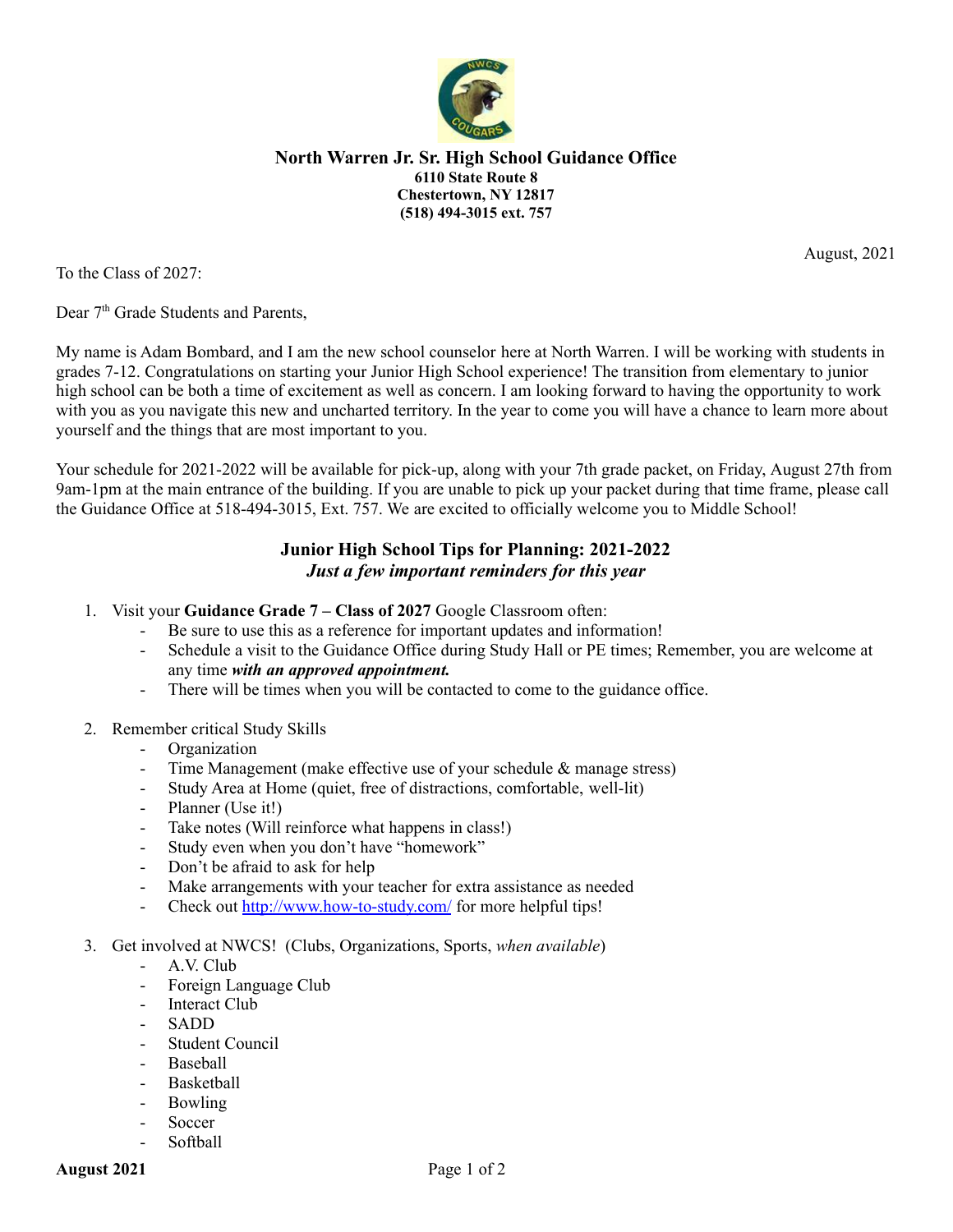**North Warren Jr. Sr. High School Guidance Office**
**6110 State Route 8**
**Chestertown, NY 12817**
**(518) 494-3015 ext. 757**

August, 2021

To the Class of 2027:

Dear 7th Grade Students and Parents,

My name is Adam Bombard, and I am the new school counselor here at North Warren. I will be working with students in grades 7-12. Congratulations on starting your Junior High School experience! The transition from elementary to junior high school can be both a time of excitement as well as concern. I am looking forward to having the opportunity to work with you as you navigate this new and uncharted territory. In the year to come you will have a chance to learn more about yourself and the things that are most important to you.

Your schedule for 2021-2022 will be available for pick-up, along with your 7th grade packet, on Friday, August 27th from 9am-1pm at the main entrance of the building. If you are unable to pick up your packet during that time frame, please call the Guidance Office at 518-494-3015, Ext. 757. We are excited to officially welcome you to Middle School!

## Junior High School Tips for Planning: 2021-2022

***Just a few important reminders for this year***

1. Visit your **Guidance Grade 7 – Class of 2027** Google Classroom often:
   - Be sure to use this as a reference for important updates and information!
   - Schedule a visit to the Guidance Office during Study Hall or PE times; Remember, you are welcome at any time ***with an approved appointment.***
   - There will be times when you will be contacted to come to the guidance office.
2. Remember critical Study Skills
   - Organization
   - Time Management (make effective use of your schedule & manage stress)
   - Study Area at Home (quiet, free of distractions, comfortable, well-lit)
   - Planner (Use it!)
   - Take notes (Will reinforce what happens in class!)
   - Study even when you don't have "homework"
   - Don't be afraid to ask for help
   - Make arrangements with your teacher for extra assistance as needed
   - Check out http://www.how-to-study.com/ for more helpful tips!
3. Get involved at NWCS! (Clubs, Organizations, Sports, *when available*)
   - A.V. Club
   - Foreign Language Club
   - Interact Club
   - SADD
   - Student Council
   - Baseball
   - Basketball
   - Bowling
   - Soccer
   - Softball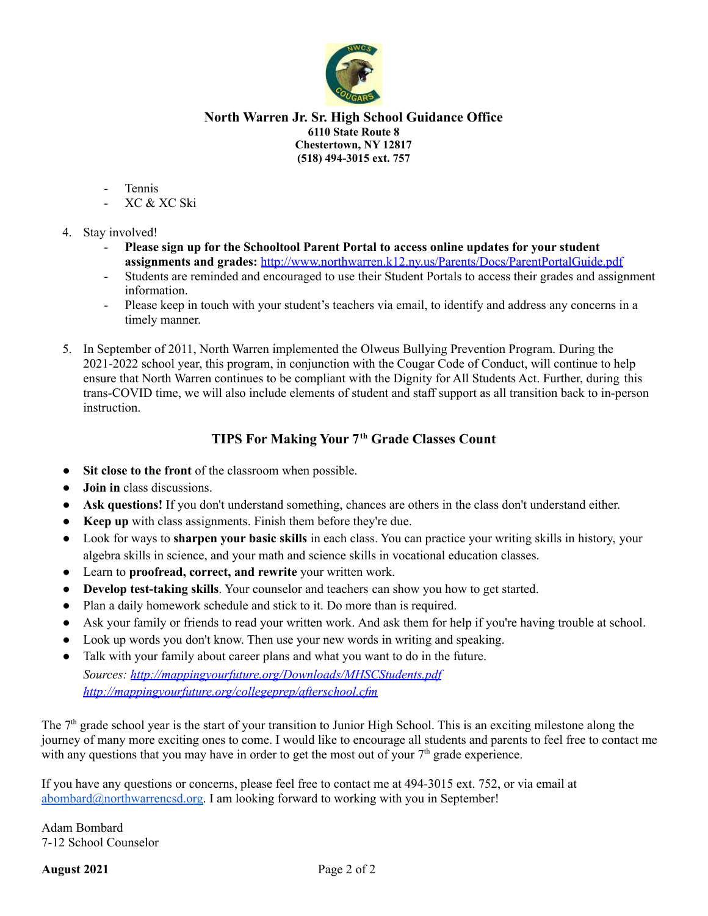**North Warren Jr. Sr. High School Guidance Office**
**6110 State Route 8**
**Chestertown, NY 12817**
**(518) 494-3015 ext. 757**

- Tennis
- XC & XC Ski

4. Stay involved!
   - **Please sign up for the Schooltool Parent Portal to access online updates for your student assignments and grades:** [http://www.northwarren.k12.ny.us/Parents/Docs/ParentPortalGuide.pdf](http://www.northwarren.k12.ny.us/Parents/Docs/ParentPortalGuide.pdf)
   - Students are reminded and encouraged to use their Student Portals to access their grades and assignment information.
   - Please keep in touch with your student's teachers via email, to identify and address any concerns in a timely manner.

5. In September of 2011, North Warren implemented the Olweus Bullying Prevention Program. During the 2021-2022 school year, this program, in conjunction with the Cougar Code of Conduct, will continue to help ensure that North Warren continues to be compliant with the Dignity for All Students Act. Further, during this trans-COVID time, we will also include elements of student and staff support as all transition back to in-person instruction.

## TIPS For Making Your 7th Grade Classes Count

- **Sit close to the front** of the classroom when possible.
- **Join in** class discussions.
- **Ask questions!** If you don't understand something, chances are others in the class don't understand either.
- **Keep up** with class assignments. Finish them before they're due.
- Look for ways to **sharpen your basic skills** in each class. You can practice your writing skills in history, your algebra skills in science, and your math and science skills in vocational education classes.
- Learn to **proofread, correct, and rewrite** your written work.
- **Develop test-taking skills**. Your counselor and teachers can show you how to get started.
- Plan a daily homework schedule and stick to it. Do more than is required.
- Ask your family or friends to read your written work. And ask them for help if you're having trouble at school.
- Look up words you don't know. Then use your new words in writing and speaking.
- Talk with your family about career plans and what you want to do in the future.

*Sources: [http://mappingyourfuture.org/Downloads/MHSCStudents.pdf](http://mappingyourfuture.org/Downloads/MHSCStudents.pdf)*
*[http://mappingyourfuture.org/collegeprep/afterschool.cfm](http://mappingyourfuture.org/collegeprep/afterschool.cfm)*

The 7th grade school year is the start of your transition to Junior High School. This is an exciting milestone along the journey of many more exciting ones to come. I would like to encourage all students and parents to feel free to contact me with any questions that you may have in order to get the most out of your 7th grade experience.

If you have any questions or concerns, please feel free to contact me at 494-3015 ext. 752, or via email at [abombard@northwarrencsd.org](mailto:abombard@northwarrencsd.org). I am looking forward to working with you in September!

Adam Bombard
7-12 School Counselor

**August 2021**